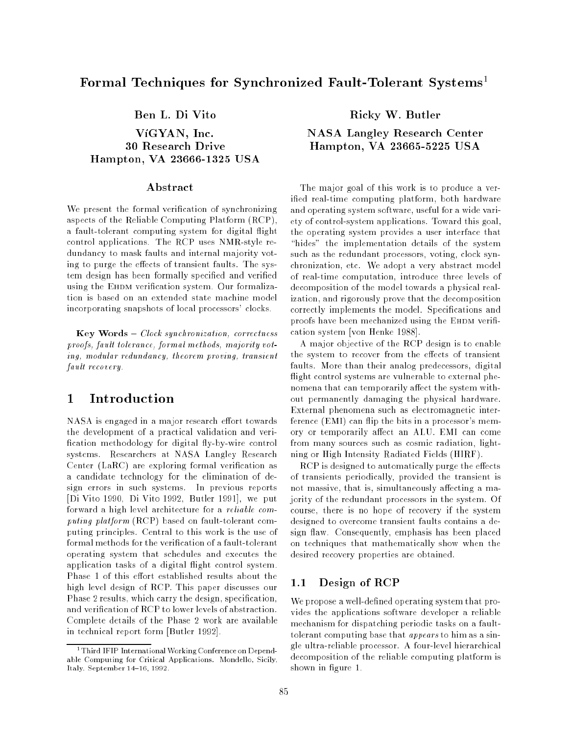# Formal Techniques for Synchronized Fault-Tolerant Systems[1]

**Ben L. Di Vito**
**ViGYAN, Inc.**
**30 Research Drive**
**Hampton, VA 23666-1325 USA**

**Ricky W. Butler**
**NASA Langley Research Center**
**Hampton, VA 23665-5225 USA**

### Abstract

We present the formal verification of synchronizing aspects of the Reliable Computing Platform (RCP), a fault-tolerant computing system for digital flight control applications. The RCP uses NMR-style redundancy to mask faults and internal majority voting to purge the effects of transient faults. The system design has been formally specified and verified using the EHDM verification system. Our formalization is based on an extended state machine model incorporating snapshots of local processors' clocks.

**Key Words** – *Clock synchronization, correctness proofs, fault tolerance, formal methods, majority voting, modular redundancy, theorem proving, transient fault recovery.*

## 1 Introduction

NASA is engaged in a major research effort towards the development of a practical validation and verification methodology for digital fly-by-wire control systems. Researchers at NASA Langley Research Center (LaRC) are exploring formal verification as a candidate technology for the elimination of design errors in such systems. In previous reports [Di Vito 1990, Di Vito 1992, Butler 1991], we put forward a high level architecture for a *reliable computing platform* (RCP) based on fault-tolerant computing principles. Central to this work is the use of formal methods for the verification of a fault-tolerant operating system that schedules and executes the application tasks of a digital flight control system. Phase 1 of this effort established results about the high level design of RCP. This paper discusses our Phase 2 results, which carry the design, specification, and verification of RCP to lower levels of abstraction. Complete details of the Phase 2 work are available in technical report form [Butler 1992].

The major goal of this work is to produce a verified real-time computing platform, both hardware and operating system software, useful for a wide variety of control-system applications. Toward this goal, the operating system provides a user interface that "hides" the implementation details of the system such as the redundant processors, voting, clock synchronization, etc. We adopt a very abstract model of real-time computation, introduce three levels of decomposition of the model towards a physical realization, and rigorously prove that the decomposition correctly implements the model. Specifications and proofs have been mechanized using the EHDM verification system [von Henke 1988].

A major objective of the RCP design is to enable the system to recover from the effects of transient faults. More than their analog predecessors, digital flight control systems are vulnerable to external phenomena that can temporarily affect the system without permanently damaging the physical hardware. External phenomena such as electromagnetic interference (EMI) can flip the bits in a processor's memory or temporarily affect an ALU. EMI can come from many sources such as cosmic radiation, lightning or High Intensity Radiated Fields (HIRF).

RCP is designed to automatically purge the effects of transients periodically, provided the transient is not massive, that is, simultaneously affecting a majority of the redundant processors in the system. Of course, there is no hope of recovery if the system designed to overcome transient faults contains a design flaw. Consequently, emphasis has been placed on techniques that mathematically show when the desired recovery properties are obtained.

### 1.1 Design of RCP

We propose a well-defined operating system that provides the applications software developer a reliable mechanism for dispatching periodic tasks on a fault-tolerant computing base that *appears* to him as a single ultra-reliable processor. A four-level hierarchical decomposition of the reliable computing platform is shown in figure 1.

[1] Third IFIP International Working Conference on Dependable Computing for Critical Applications. Mondello, Sicily, Italy. September 14–16, 1992.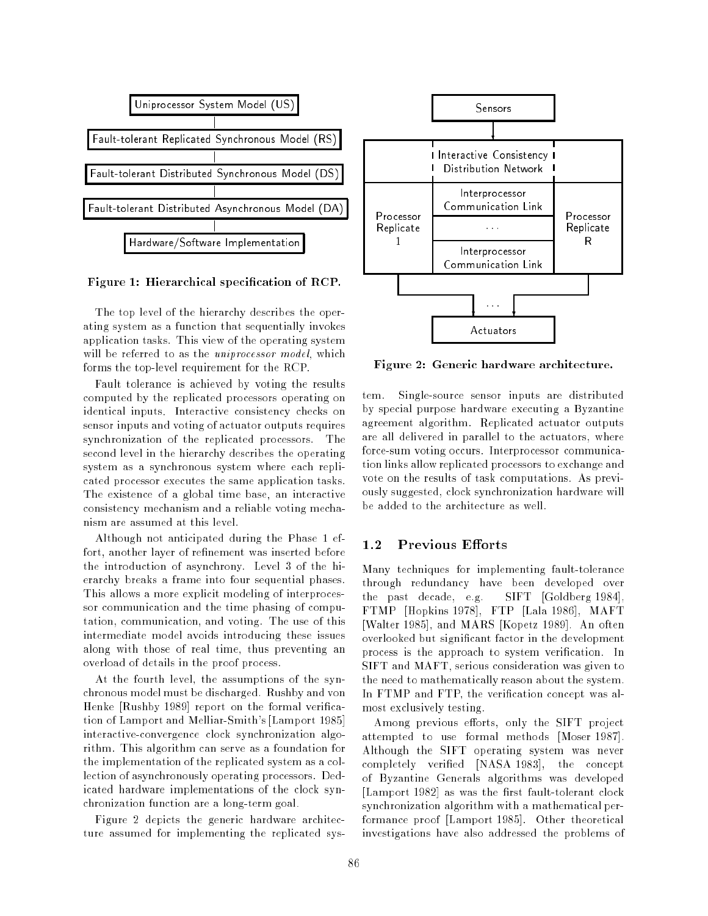Uniprocessor System Model (US)

Fault-tolerant Replicated Synchronous Model (RS)

Fault-tolerant Distributed Synchronous Model (DS)

Fault-tolerant Distributed Asynchronous Model (DA)

Hardware/Software Implementation

**Figure 1: Hierarchical specification of RCP.**

The top level of the hierarchy describes the operating system as a function that sequentially invokes application tasks. This view of the operating system will be referred to as the *uniprocessor model*, which forms the top-level requirement for the RCP.

Fault tolerance is achieved by voting the results computed by the replicated processors operating on identical inputs. Interactive consistency checks on sensor inputs and voting of actuator outputs requires synchronization of the replicated processors. The second level in the hierarchy describes the operating system as a synchronous system where each replicated processor executes the same application tasks. The existence of a global time base, an interactive consistency mechanism and a reliable voting mechanism are assumed at this level.

Although not anticipated during the Phase 1 effort, another layer of refinement was inserted before the introduction of asynchrony. Level 3 of the hierarchy breaks a frame into four sequential phases. This allows a more explicit modeling of interprocessor communication and the time phasing of computation, communication, and voting. The use of this intermediate model avoids introducing these issues along with those of real time, thus preventing an overload of details in the proof process.

At the fourth level, the assumptions of the synchronous model must be discharged. Rushby and von Henke [Rushby 1989] report on the formal verification of Lamport and Melliar-Smith's [Lamport 1985] interactive-convergence clock synchronization algorithm. This algorithm can serve as a foundation for the implementation of the replicated system as a collection of asynchronously operating processors. Dedicated hardware implementations of the clock synchronization function are a long-term goal.

Figure 2 depicts the generic hardware architecture assumed for implementing the replicated system.

Sensors

Interactive Consistency Distribution Network

Processor Replicate 1 | Interprocessor Communication Link | ... | Interprocessor Communication Link | Processor Replicate R

...

Actuators

**Figure 2: Generic hardware architecture.**

Single-source sensor inputs are distributed by special purpose hardware executing a Byzantine agreement algorithm. Replicated actuator outputs are all delivered in parallel to the actuators, where force-sum voting occurs. Interprocessor communication links allow replicated processors to exchange and vote on the results of task computations. As previously suggested, clock synchronization hardware will be added to the architecture as well.

## 1.2 Previous Efforts

Many techniques for implementing fault-tolerance through redundancy have been developed over the past decade, e.g. SIFT [Goldberg 1984], FTMP [Hopkins 1978], FTP [Lala 1986], MAFT [Walter 1985], and MARS [Kopetz 1989]. An often overlooked but significant factor in the development process is the approach to system verification. In SIFT and MAFT, serious consideration was given to the need to mathematically reason about the system. In FTMP and FTP, the verification concept was almost exclusively testing.

Among previous efforts, only the SIFT project attempted to use formal methods [Moser 1987]. Although the SIFT operating system was never completely verified [NASA 1983], the concept of Byzantine Generals algorithms was developed [Lamport 1982] as was the first fault-tolerant clock synchronization algorithm with a mathematical performance proof [Lamport 1985]. Other theoretical investigations have also addressed the problems of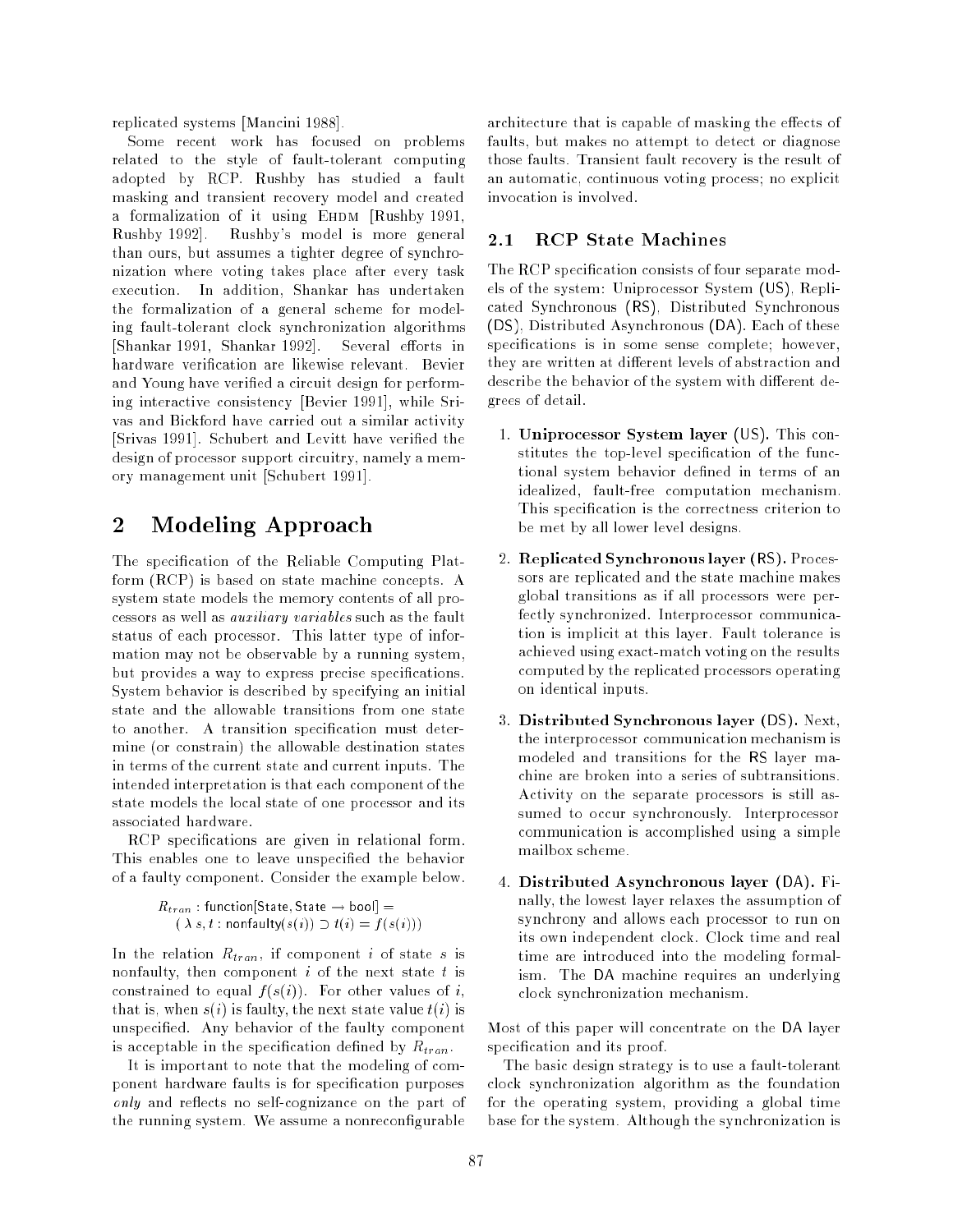replicated systems [Mancini 1988].

Some recent work has focused on problems related to the style of fault-tolerant computing adopted by RCP. Rushby has studied a fault masking and transient recovery model and created a formalization of it using EHDM [Rushby 1991, Rushby 1992]. Rushby's model is more general than ours, but assumes a tighter degree of synchronization where voting takes place after every task execution. In addition, Shankar has undertaken the formalization of a general scheme for modeling fault-tolerant clock synchronization algorithms [Shankar 1991, Shankar 1992]. Several efforts in hardware verification are likewise relevant. Bevier and Young have verified a circuit design for performing interactive consistency [Bevier 1991], while Srivas and Bickford have carried out a similar activity [Srivas 1991]. Schubert and Levitt have verified the design of processor support circuitry, namely a memory management unit [Schubert 1991].

# 2 Modeling Approach

The specification of the Reliable Computing Platform (RCP) is based on state machine concepts. A system state models the memory contents of all processors as well as *auxiliary variables* such as the fault status of each processor. This latter type of information may not be observable by a running system, but provides a way to express precise specifications. System behavior is described by specifying an initial state and the allowable transitions from one state to another. A transition specification must determine (or constrain) the allowable destination states in terms of the current state and current inputs. The intended interpretation is that each component of the state models the local state of one processor and its associated hardware.

RCP specifications are given in relational form. This enables one to leave unspecified the behavior of a faulty component. Consider the example below.

$$R_{tran} : \mathsf{function[State, State} \rightarrow \mathsf{bool]} =$$
$$(\,\lambda\, s, t : \mathsf{nonfaulty}(s(i)) \supset t(i) = f(s(i)))$$

In the relation $R_{tran}$, if component $i$ of state $s$ is nonfaulty, then component $i$ of the next state $t$ is constrained to equal $f(s(i))$. For other values of $i$, that is, when $s(i)$ is faulty, the next state value $t(i)$ is unspecified. Any behavior of the faulty component is acceptable in the specification defined by $R_{tran}$.

It is important to note that the modeling of component hardware faults is for specification purposes *only* and reflects no self-cognizance on the part of the running system. We assume a nonreconfigurable architecture that is capable of masking the effects of faults, but makes no attempt to detect or diagnose those faults. Transient fault recovery is the result of an automatic, continuous voting process; no explicit invocation is involved.

## 2.1 RCP State Machines

The RCP specification consists of four separate models of the system: Uniprocessor System (US), Replicated Synchronous (RS), Distributed Synchronous (DS), Distributed Asynchronous (DA). Each of these specifications is in some sense complete; however, they are written at different levels of abstraction and describe the behavior of the system with different degrees of detail.

1. **Uniprocessor System layer (US).** This constitutes the top-level specification of the functional system behavior defined in terms of an idealized, fault-free computation mechanism. This specification is the correctness criterion to be met by all lower level designs.

2. **Replicated Synchronous layer (RS).** Processors are replicated and the state machine makes global transitions as if all processors were perfectly synchronized. Interprocessor communication is implicit at this layer. Fault tolerance is achieved using exact-match voting on the results computed by the replicated processors operating on identical inputs.

3. **Distributed Synchronous layer (DS).** Next, the interprocessor communication mechanism is modeled and transitions for the RS layer machine are broken into a series of subtransitions. Activity on the separate processors is still assumed to occur synchronously. Interprocessor communication is accomplished using a simple mailbox scheme.

4. **Distributed Asynchronous layer (DA).** Finally, the lowest layer relaxes the assumption of synchrony and allows each processor to run on its own independent clock. Clock time and real time are introduced into the modeling formalism. The DA machine requires an underlying clock synchronization mechanism.

Most of this paper will concentrate on the DA layer specification and its proof.

The basic design strategy is to use a fault-tolerant clock synchronization algorithm as the foundation for the operating system, providing a global time base for the system. Although the synchronization is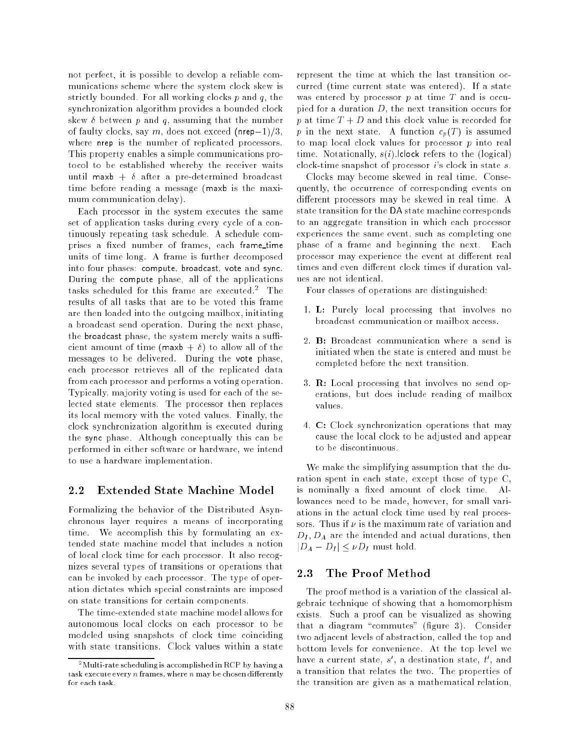not perfect, it is possible to develop a reliable communications scheme where the system clock skew is strictly bounded. For all working clocks $p$ and $q$, the synchronization algorithm provides a bounded clock skew $\delta$ between $p$ and $q$, assuming that the number of faulty clocks, say $m$, does not exceed $(\mathsf{nrep}-1)/3$, where nrep is the number of replicated processors. This property enables a simple communications protocol to be established whereby the receiver waits until maxb + $\delta$ after a pre-determined broadcast time before reading a message (maxb is the maximum communication delay).

Each processor in the system executes the same set of application tasks during every cycle of a continuously repeating task schedule. A schedule comprises a fixed number of frames, each frame_time units of time long. A frame is further decomposed into four phases: compute, broadcast, vote and sync. During the compute phase, all of the applications tasks scheduled for this frame are executed.[2] The results of all tasks that are to be voted this frame are then loaded into the outgoing mailbox, initiating a broadcast send operation. During the next phase, the broadcast phase, the system merely waits a sufficient amount of time (maxb + $\delta$) to allow all of the messages to be delivered. During the vote phase, each processor retrieves all of the replicated data from each processor and performs a voting operation. Typically, majority voting is used for each of the selected state elements. The processor then replaces its local memory with the voted values. Finally, the clock synchronization algorithm is executed during the sync phase. Although conceptually this can be performed in either software or hardware, we intend to use a hardware implementation.

## 2.2 Extended State Machine Model

Formalizing the behavior of the Distributed Asynchronous layer requires a means of incorporating time. We accomplish this by formulating an extended state machine model that includes a notion of local clock time for each processor. It also recognizes several types of transitions or operations that can be invoked by each processor. The type of operation dictates which special constraints are imposed on state transitions for certain components.

The time-extended state machine model allows for autonomous local clocks on each processor to be modeled using snapshots of clock time coinciding with state transitions. Clock values within a state represent the time at which the last transition occurred (time current state was entered). If a state was entered by processor $p$ at time $T$ and is occupied for a duration $D$, the next transition occurs for $p$ at time $T + D$ and this clock value is recorded for $p$ in the next state. A function $c_p(T)$ is assumed to map local clock values for processor $p$ into real time. Notationally, $s(i)$.lclock refers to the (logical) clock-time snapshot of processor $i$'s clock in state $s$.

Clocks may become skewed in real time. Consequently, the occurrence of corresponding events on different processors may be skewed in real time. A state transition for the DA state machine corresponds to an aggregate transition in which each processor experiences the same event, such as completing one phase of a frame and beginning the next. Each processor may experience the event at different real times and even different clock times if duration values are not identical.

Four classes of operations are distinguished:

1. **L:** Purely local processing that involves no broadcast communication or mailbox access.
2. **B:** Broadcast communication where a send is initiated when the state is entered and must be completed before the next transition.
3. **R:** Local processing that involves no send operations, but does include reading of mailbox values.
4. **C:** Clock synchronization operations that may cause the local clock to be adjusted and appear to be discontinuous.

We make the simplifying assumption that the duration spent in each state, except those of type C, is nominally a fixed amount of clock time. Allowances need to be made, however, for small variations in the actual clock time used by real processors. Thus if $\nu$ is the maximum rate of variation and $D_I$, $D_A$ are the intended and actual durations, then $|D_A - D_I| \leq \nu D_I$ must hold.

## 2.3 The Proof Method

The proof method is a variation of the classical algebraic technique of showing that a homomorphism exists. Such a proof can be visualized as showing that a diagram "commutes" (figure 3). Consider two adjacent levels of abstraction, called the top and bottom levels for convenience. At the top level we have a current state, $s'$, a destination state, $t'$, and a transition that relates the two. The properties of the transition are given as a mathematical relation,

[2] Multi-rate scheduling is accomplished in RCP by having a task execute every $n$ frames, where $n$ may be chosen differently for each task.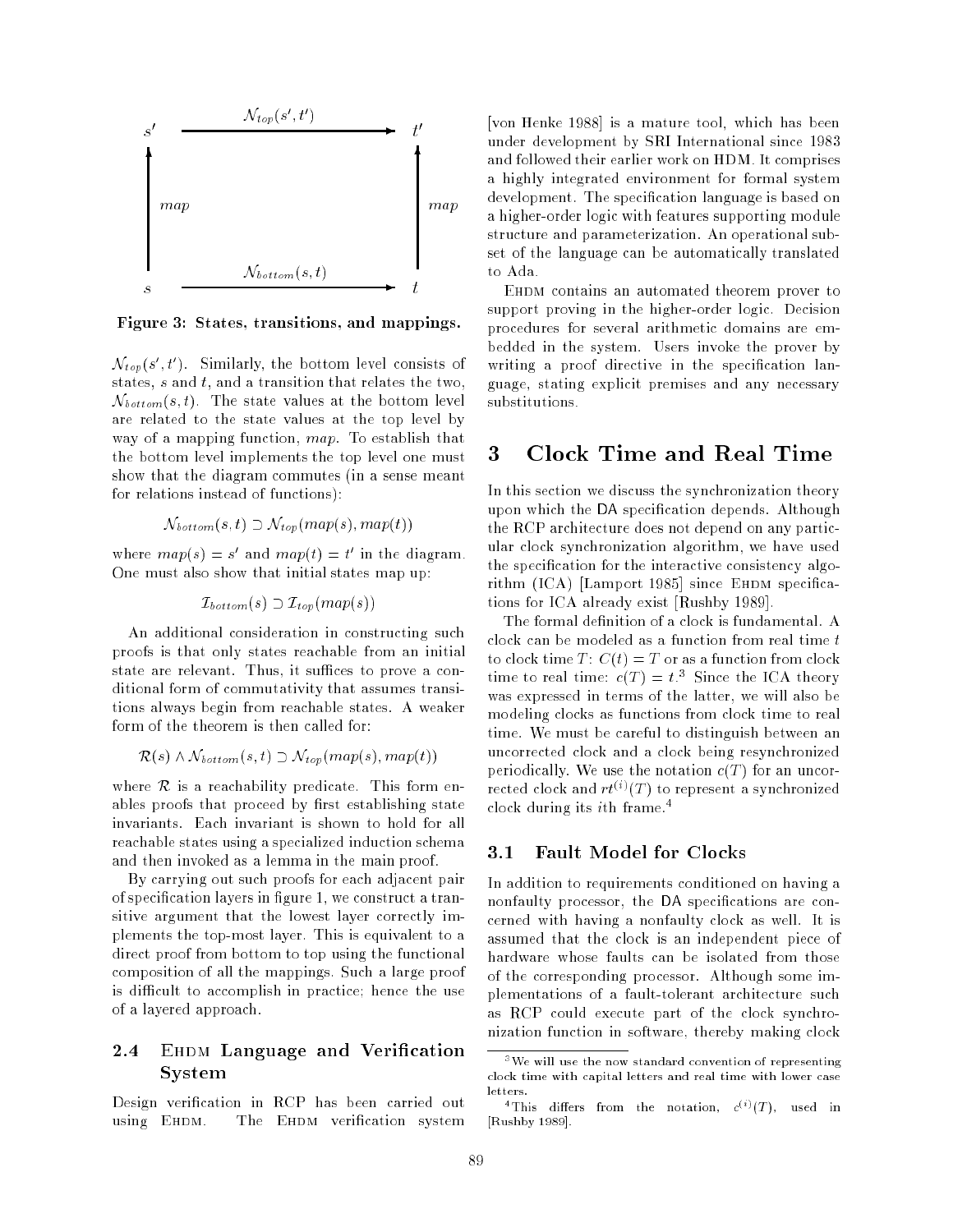Figure 3: States, transitions, and mappings.

$\mathcal{N}_{top}(s', t')$. Similarly, the bottom level consists of states, $s$ and $t$, and a transition that relates the two, $\mathcal{N}_{bottom}(s, t)$. The state values at the bottom level are related to the state values at the top level by way of a mapping function, *map*. To establish that the bottom level implements the top level one must show that the diagram commutes (in a sense meant for relations instead of functions):

$$\mathcal{N}_{bottom}(s, t) \supset \mathcal{N}_{top}(map(s), map(t))$$

where $map(s) = s'$ and $map(t) = t'$ in the diagram. One must also show that initial states map up:

$$\mathcal{I}_{bottom}(s) \supset \mathcal{I}_{top}(map(s))$$

An additional consideration in constructing such proofs is that only states reachable from an initial state are relevant. Thus, it suffices to prove a conditional form of commutativity that assumes transitions always begin from reachable states. A weaker form of the theorem is then called for:

$$\mathcal{R}(s) \wedge \mathcal{N}_{bottom}(s, t) \supset \mathcal{N}_{top}(map(s), map(t))$$

where $\mathcal{R}$ is a reachability predicate. This form enables proofs that proceed by first establishing state invariants. Each invariant is shown to hold for all reachable states using a specialized induction schema and then invoked as a lemma in the main proof.

By carrying out such proofs for each adjacent pair of specification layers in figure 1, we construct a transitive argument that the lowest layer correctly implements the top-most layer. This is equivalent to a direct proof from bottom to top using the functional composition of all the mappings. Such a large proof is difficult to accomplish in practice; hence the use of a layered approach.

### 2.4 Ehdm Language and Verification System

Design verification in RCP has been carried out using Ehdm. The Ehdm verification system [von Henke 1988] is a mature tool, which has been under development by SRI International since 1983 and followed their earlier work on HDM. It comprises a highly integrated environment for formal system development. The specification language is based on a higher-order logic with features supporting module structure and parameterization. An operational subset of the language can be automatically translated to Ada.

Ehdm contains an automated theorem prover to support proving in the higher-order logic. Decision procedures for several arithmetic domains are embedded in the system. Users invoke the prover by writing a proof directive in the specification language, stating explicit premises and any necessary substitutions.

## 3 Clock Time and Real Time

In this section we discuss the synchronization theory upon which the DA specification depends. Although the RCP architecture does not depend on any particular clock synchronization algorithm, we have used the specification for the interactive consistency algorithm (ICA) [Lamport 1985] since Ehdm specifications for ICA already exist [Rushby 1989].

The formal definition of a clock is fundamental. A clock can be modeled as a function from real time $t$ to clock time $T$: $C(t) = T$ or as a function from clock time to real time: $c(T) = t$.[3] Since the ICA theory was expressed in terms of the latter, we will also be modeling clocks as functions from clock time to real time. We must be careful to distinguish between an uncorrected clock and a clock being resynchronized periodically. We use the notation $c(T)$ for an uncorrected clock and $rt^{(i)}(T)$ to represent a synchronized clock during its $i$th frame.[4]

### 3.1 Fault Model for Clocks

In addition to requirements conditioned on having a nonfaulty processor, the DA specifications are concerned with having a nonfaulty clock as well. It is assumed that the clock is an independent piece of hardware whose faults can be isolated from those of the corresponding processor. Although some implementations of a fault-tolerant architecture such as RCP could execute part of the clock synchronization function in software, thereby making clock

[3] We will use the now standard convention of representing clock time with capital letters and real time with lower case letters.

[4] This differs from the notation, $c^{(i)}(T)$, used in [Rushby 1989].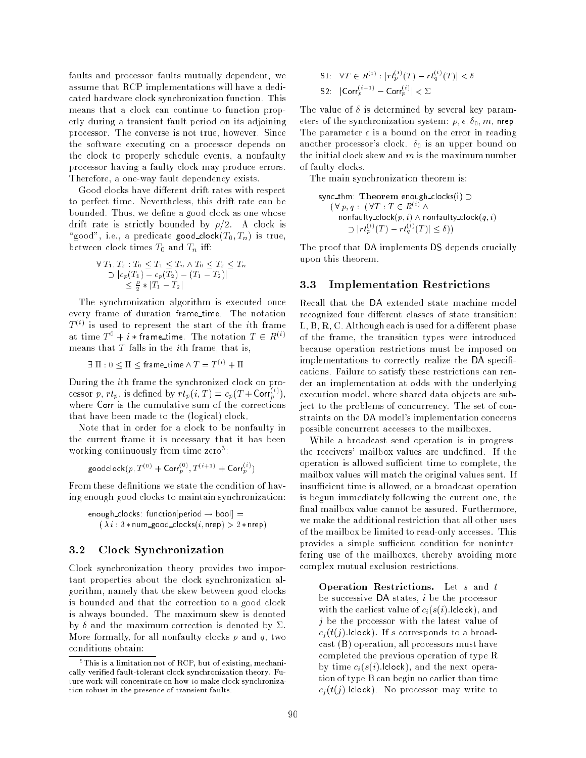faults and processor faults mutually dependent, we assume that RCP implementations will have a dedicated hardware clock synchronization function. This means that a clock can continue to function properly during a transient fault period on its adjoining processor. The converse is not true, however. Since the software executing on a processor depends on the clock to properly schedule events, a nonfaulty processor having a faulty clock may produce errors. Therefore, a one-way fault dependency exists.

Good clocks have different drift rates with respect to perfect time. Nevertheless, this drift rate can be bounded. Thus, we define a good clock as one whose drift rate is strictly bounded by $\rho/2$. A clock is "good", i.e., a predicate $\mathsf{good\_clock}(T_0, T_n)$ is true, between clock times $T_0$ and $T_n$ iff:

$$\begin{array}{l} \forall\, T_1, T_2 : T_0 \le T_1 \le T_n \wedge T_0 \le T_2 \le T_n \\ \quad \supset |c_p(T_1) - c_p(T_2) - (T_1 - T_2)| \\ \qquad \le \frac{\rho}{2} * |T_1 - T_2| \end{array}$$

The synchronization algorithm is executed once every frame of duration frame_time. The notation $T^{(i)}$ is used to represent the start of the $i$th frame at time $T^0 + i * \mathsf{frame\_time}$. The notation $T \in R^{(i)}$ means that $T$ falls in the $i$th frame, that is,

$$\exists\, \Pi : 0 \le \Pi \le \mathsf{frame\_time} \wedge T = T^{(i)} + \Pi$$

During the $i$th frame the synchronized clock on processor $p$, $rt_p$, is defined by $rt_p(i, T) = c_p(T + \mathsf{Corr}_p^{(i)})$, where Corr is the cumulative sum of the corrections that have been made to the (logical) clock.

Note that in order for a clock to be nonfaulty in the current frame it is necessary that it has been working continuously from time zero[5]:

$$\mathsf{goodclock}(p, T^{(0)} + \mathsf{Corr}_p^{(0)}, T^{(i+1)} + \mathsf{Corr}_p^{(i)})$$

From these definitions we state the condition of having enough good clocks to maintain synchronization:

$$\begin{array}{l} \mathsf{enough\_clocks}\text{: function[period} \rightarrow \text{bool]} = \\ \quad (\,\lambda i : 3 * \mathsf{num\_good\_clocks}(i, \mathsf{nrep}) > 2 * \mathsf{nrep}) \end{array}$$

### 3.2 Clock Synchronization

Clock synchronization theory provides two important properties about the clock synchronization algorithm, namely that the skew between good clocks is bounded and that the correction to a good clock is always bounded. The maximum skew is denoted by $\delta$ and the maximum correction is denoted by $\Sigma$. More formally, for all nonfaulty clocks $p$ and $q$, two conditions obtain:

S1: $\forall T \in R^{(i)} : |rt_p^{(i)}(T) - rt_q^{(i)}(T)| < \delta$

S2: $|\mathsf{Corr}_p^{(i+1)} - \mathsf{Corr}_p^{(i)}| < \Sigma$

The value of $\delta$ is determined by several key parameters of the synchronization system: $\rho$, $\epsilon$, $\delta_0$, $m$, nrep. The parameter $\epsilon$ is a bound on the error in reading another processor's clock. $\delta_0$ is an upper bound on the initial clock skew and $m$ is the maximum number of faulty clocks.

The main synchronization theorem is:

$$\begin{array}{l} \mathsf{sync\_thm}\text{: } \textbf{Theorem}\ \mathsf{enough\_clocks(i)} \supset \\ \quad (\forall\, p, q : \ (\forall T : T \in R^{(i)} \wedge \\ \qquad \mathsf{nonfaulty\_clock}(p, i) \wedge \mathsf{nonfaulty\_clock}(q, i) \\ \qquad\quad \supset |rt_p^{(i)}(T) - rt_q^{(i)}(T)| \le \delta)) \end{array}$$

The proof that DA implements DS depends crucially upon this theorem.

### 3.3 Implementation Restrictions

Recall that the DA extended state machine model recognized four different classes of state transition: L, B, R, C. Although each is used for a different phase of the frame, the transition types were introduced because operation restrictions must be imposed on implementations to correctly realize the DA specifications. Failure to satisfy these restrictions can render an implementation at odds with the underlying execution model, where shared data objects are subject to the problems of concurrency. The set of constraints on the DA model's implementation concerns possible concurrent accesses to the mailboxes.

While a broadcast send operation is in progress, the receivers' mailbox values are undefined. If the operation is allowed sufficient time to complete, the mailbox values will match the original values sent. If insufficient time is allowed, or a broadcast operation is begun immediately following the current one, the final mailbox value cannot be assured. Furthermore, we make the additional restriction that all other uses of the mailbox be limited to read-only accesses. This provides a simple sufficient condition for noninterfering use of the mailboxes, thereby avoiding more complex mutual exclusion restrictions.

> **Operation Restrictions.** Let $s$ and $t$ be successive DA states, $i$ be the processor with the earliest value of $c_i(s(i).\mathsf{lclock})$, and $j$ be the processor with the latest value of $c_j(t(j).\mathsf{lclock})$. If $s$ corresponds to a broadcast (B) operation, all processors must have completed the previous operation of type R by time $c_i(s(i).\mathsf{lclock})$, and the next operation of type B can begin no earlier than time $c_j(t(j).\mathsf{lclock})$. No processor may write to

[5] This is a limitation not of RCP, but of existing, mechanically verified fault-tolerant clock synchronization theory. Future work will concentrate on how to make clock synchronization robust in the presence of transient faults.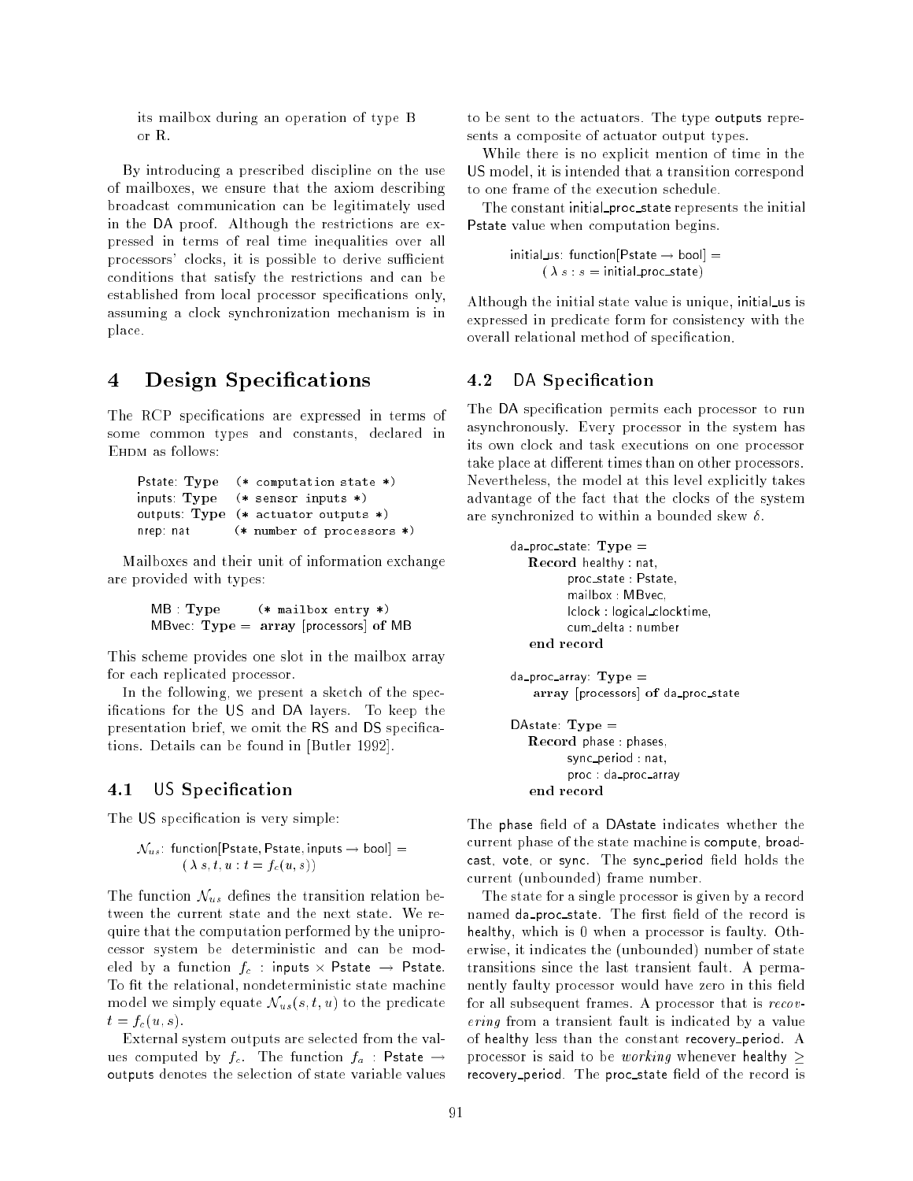its mailbox during an operation of type B or R.

By introducing a prescribed discipline on the use of mailboxes, we ensure that the axiom describing broadcast communication can be legitimately used in the DA proof. Although the restrictions are expressed in terms of real time inequalities over all processors' clocks, it is possible to derive sufficient conditions that satisfy the restrictions and can be established from local processor specifications only, assuming a clock synchronization mechanism is in place.

# 4 Design Specifications

The RCP specifications are expressed in terms of some common types and constants, declared in EHDM as follows:

```
Pstate: Type   (* computation state *)
inputs: Type   (* sensor inputs *)
outputs: Type  (* actuator outputs *)
nrep: nat      (* number of processors *)
```

Mailboxes and their unit of information exchange are provided with types:

```
MB : Type       (* mailbox entry *)
MBvec: Type = array [processors] of MB
```

This scheme provides one slot in the mailbox array for each replicated processor.

In the following, we present a sketch of the specifications for the US and DA layers. To keep the presentation brief, we omit the RS and DS specifications. Details can be found in [Butler 1992].

## 4.1 US Specification

The US specification is very simple:

$\mathcal{N}_{us}$: function[Pstate, Pstate, inputs → bool] =
  $(\lambda\ s, t, u : t = f_c(u, s))$

The function $\mathcal{N}_{us}$ defines the transition relation between the current state and the next state. We require that the computation performed by the uniprocessor system be deterministic and can be modeled by a function $f_c$ : inputs × Pstate → Pstate. To fit the relational, nondeterministic state machine model we simply equate $\mathcal{N}_{us}(s, t, u)$ to the predicate $t = f_c(u, s)$.

External system outputs are selected from the values computed by $f_c$. The function $f_a$ : Pstate → outputs denotes the selection of state variable values to be sent to the actuators. The type outputs represents a composite of actuator output types.

While there is no explicit mention of time in the US model, it is intended that a transition correspond to one frame of the execution schedule.

The constant initial_proc_state represents the initial Pstate value when computation begins.

initial_us: function[Pstate → bool] =
  $(\lambda\ s : s =$ initial_proc_state$)$

Although the initial state value is unique, initial_us is expressed in predicate form for consistency with the overall relational method of specification.

## 4.2 DA Specification

The DA specification permits each processor to run asynchronously. Every processor in the system has its own clock and task executions on one processor take place at different times than on other processors. Nevertheless, the model at this level explicitly takes advantage of the fact that the clocks of the system are synchronized to within a bounded skew $\delta$.

```
da_proc_state: Type =
   Record healthy : nat,
          proc_state : Pstate,
          mailbox : MBvec,
          lclock : logical_clocktime,
          cum_delta : number
   end record

da_proc_array: Type =
    array [processors] of da_proc_state

DAstate: Type =
   Record phase : phases,
          sync_period : nat,
          proc : da_proc_array
   end record
```

The phase field of a DAstate indicates whether the current phase of the state machine is compute, broadcast, vote, or sync. The sync_period field holds the current (unbounded) frame number.

The state for a single processor is given by a record named da_proc_state. The first field of the record is healthy, which is 0 when a processor is faulty. Otherwise, it indicates the (unbounded) number of state transitions since the last transient fault. A permanently faulty processor would have zero in this field for all subsequent frames. A processor that is *recovering* from a transient fault is indicated by a value of healthy less than the constant recovery_period. A processor is said to be *working* whenever healthy ≥ recovery_period. The proc_state field of the record is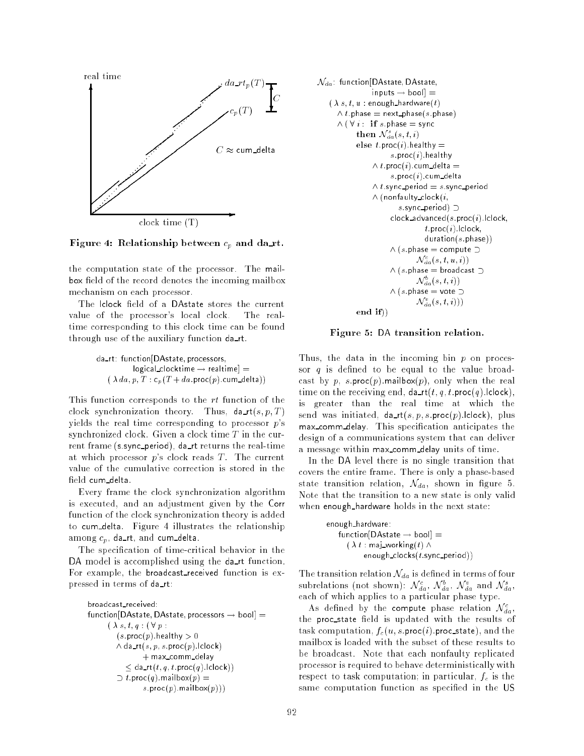Figure 4: Relationship between $c_p$ and da_rt.

the computation state of the processor. The mailbox field of the record denotes the incoming mailbox mechanism on each processor.

The lclock field of a DAstate stores the current value of the processor's local clock. The real-time corresponding to this clock time can be found through use of the auxiliary function da_rt.

```
da_rt: function[DAstate, processors,
         logical_clocktime → realtime] =
    ( λ da, p, T : c_p(T + da.proc(p).cum_delta))
```

This function corresponds to the $rt$ function of the clock synchronization theory. Thus, da_rt($s, p, T$) yields the real time corresponding to processor $p$'s synchronized clock. Given a clock time $T$ in the current frame (s.sync_period), da_rt returns the real-time at which processor $p$'s clock reads $T$. The current value of the cumulative correction is stored in the field cum_delta.

Every frame the clock synchronization algorithm is executed, and an adjustment given by the Corr function of the clock synchronization theory is added to cum_delta. Figure 4 illustrates the relationship among $c_p$, da_rt, and cum_delta.

The specification of time-critical behavior in the DA model is accomplished using the da_rt function. For example, the broadcast_received function is expressed in terms of da_rt:

```
broadcast_received:
function[DAstate, DAstate, processors → bool] =
    ( λ s, t, q : (∀ p :
        (s.proc(p).healthy > 0
        ∧ da_rt(s, p, s.proc(p).lclock)
              + max_comm_delay
            ≤ da_rt(t, q, t.proc(q).lclock))
        ⊃ t.proc(q).mailbox(p) =
              s.proc(p).mailbox(p)))
```

```
N_da: function[DAstate, DAstate,
              inputs → bool] =
    ( λ s, t, u : enough_hardware(t)
      ∧ t.phase = next_phase(s.phase)
      ∧ ( ∀ i :  if s.phase = sync
            then N^s_da(s, t, i)
            else t.proc(i).healthy =
                     s.proc(i).healthy
               ∧ t.proc(i).cum_delta =
                     s.proc(i).cum_delta
               ∧ t.sync_period = s.sync_period
               ∧ (nonfaulty_clock(i,
                       s.sync_period) ⊃
                     clock_advanced(s.proc(i).lclock,
                           t.proc(i).lclock,
                           duration(s.phase))
               ∧ (s.phase = compute ⊃
                     N^c_da(s, t, u, i))
               ∧ (s.phase = broadcast ⊃
                     N^b_da(s, t, i))
               ∧ (s.phase = vote ⊃
                     N^v_da(s, t, i)))
            end if))
```

Figure 5: DA transition relation.

Thus, the data in the incoming bin $p$ on processor $q$ is defined to be equal to the value broadcast by $p$, $s$.proc($p$).mailbox($p$), only when the real time on the receiving end, da_rt($t, q, t$.proc($q$).lclock), is greater than the real time at which the send was initiated, da_rt($s, p, s$.proc($p$).lclock), plus max_comm_delay. This specification anticipates the design of a communications system that can deliver a message within max_comm_delay units of time.

In the DA level there is no single transition that covers the entire frame. There is only a phase-based state transition relation, $\mathcal{N}_{da}$, shown in figure 5. Note that the transition to a new state is only valid when enough_hardware holds in the next state:

```
enough_hardware:
    function[DAstate → bool] =
      ( λ t : maj_working(t) ∧
           enough_clocks(t.sync_period))
```

The transition relation $\mathcal{N}_{da}$ is defined in terms of four subrelations (not shown): $\mathcal{N}^c_{da}$, $\mathcal{N}^b_{da}$, $\mathcal{N}^v_{da}$ and $\mathcal{N}^s_{da}$, each of which applies to a particular phase type.

As defined by the compute phase relation $\mathcal{N}^c_{da}$, the proc_state field is updated with the results of task computation, $f_c(u, s.\text{proc}(i).\text{proc\_state})$, and the mailbox is loaded with the subset of these results to be broadcast. Note that each nonfaulty replicated processor is required to behave deterministically with respect to task computation; in particular, $f_c$ is the same computation function as specified in the US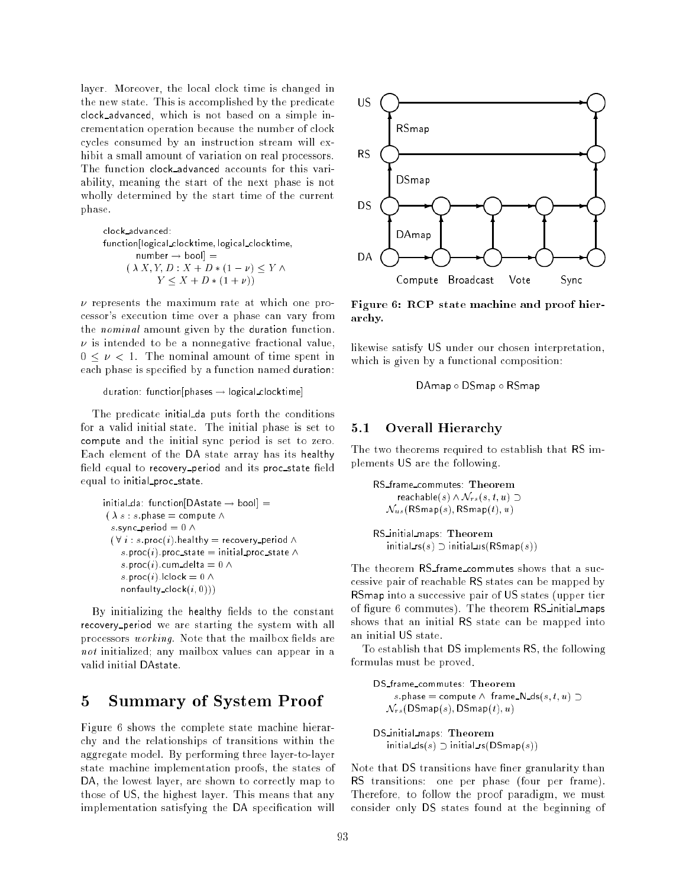layer. Moreover, the local clock time is changed in the new state. This is accomplished by the predicate clock_advanced, which is not based on a simple incrementation operation because the number of clock cycles consumed by an instruction stream will exhibit a small amount of variation on real processors. The function clock_advanced accounts for this variability, meaning the start of the next phase is not wholly determined by the start time of the current phase.

```
clock_advanced:
function[logical_clocktime, logical_clocktime,
        number → bool] =
    ( λ X, Y, D : X + D * (1 − ν) ≤ Y ∧
            Y ≤ X + D * (1 + ν))
```

$\nu$ represents the maximum rate at which one processor's execution time over a phase can vary from the *nominal* amount given by the duration function. $\nu$ is intended to be a nonnegative fractional value, $0 \leq \nu < 1$. The nominal amount of time spent in each phase is specified by a function named duration:

```
duration: function[phases → logical_clocktime]
```

The predicate initial_da puts forth the conditions for a valid initial state. The initial phase is set to compute and the initial sync period is set to zero. Each element of the DA state array has its healthy field equal to recovery_period and its proc_state field equal to initial_proc_state.

```
initial_da: function[DAstate → bool] =
 ( λ s : s.phase = compute ∧
  s.sync_period = 0 ∧
  ( ∀ i : s.proc(i).healthy = recovery_period ∧
     s.proc(i).proc_state = initial_proc_state ∧
     s.proc(i).cum_delta = 0 ∧
     s.proc(i).lclock = 0 ∧
     nonfaulty_clock(i, 0)))
```

By initializing the healthy fields to the constant recovery_period we are starting the system with all processors *working*. Note that the mailbox fields are *not* initialized; any mailbox values can appear in a valid initial DAstate.

# 5 Summary of System Proof

Figure 6 shows the complete state machine hierarchy and the relationships of transitions within the aggregate model. By performing three layer-to-layer state machine implementation proofs, the states of DA, the lowest layer, are shown to correctly map to those of US, the highest layer. This means that any implementation satisfying the DA specification will likewise satisfy US under our chosen interpretation, which is given by a functional composition:

$$\text{DAmap} \circ \text{DSmap} \circ \text{RSmap}$$

**Figure 6: RCP state machine and proof hierarchy.**

## 5.1 Overall Hierarchy

The two theorems required to establish that RS implements US are the following.

```
RS_frame_commutes: Theorem
     reachable(s) ∧ N_rs(s, t, u) ⊃
   N_us(RSmap(s), RSmap(t), u)

RS_initial_maps: Theorem
   initial_rs(s) ⊃ initial_us(RSmap(s))
```

The theorem RS_frame_commutes shows that a successive pair of reachable RS states can be mapped by RSmap into a successive pair of US states (upper tier of figure 6 commutes). The theorem RS_initial_maps shows that an initial RS state can be mapped into an initial US state.

To establish that DS implements RS, the following formulas must be proved.

```
DS_frame_commutes: Theorem
     s.phase = compute ∧ frame_N_ds(s, t, u) ⊃
   N_rs(DSmap(s), DSmap(t), u)

DS_initial_maps: Theorem
   initial_ds(s) ⊃ initial_rs(DSmap(s))
```

Note that DS transitions have finer granularity than RS transitions: one per phase (four per frame). Therefore, to follow the proof paradigm, we must consider only DS states found at the beginning of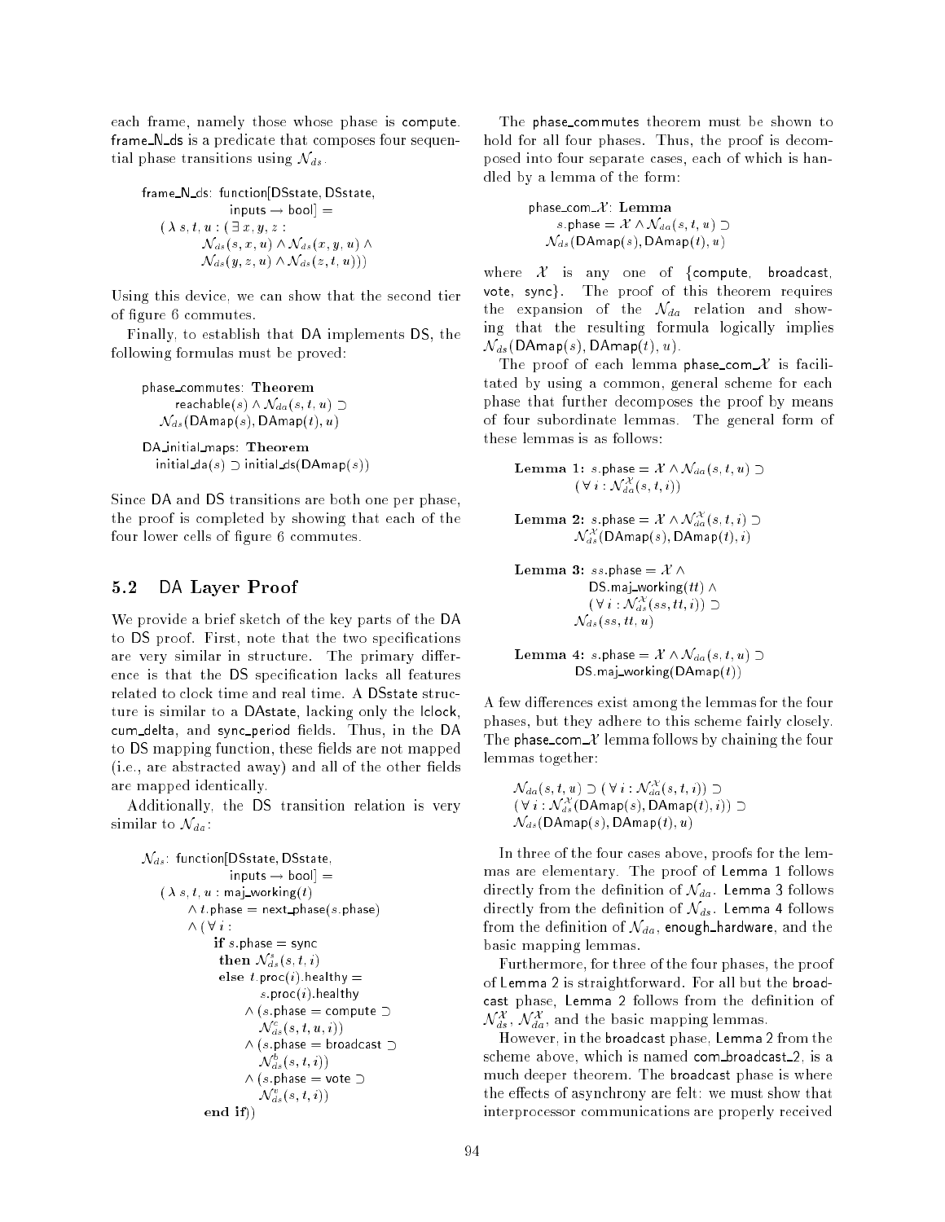each frame, namely those whose phase is compute. frame_N_ds is a predicate that composes four sequential phase transitions using $\mathcal{N}_{ds}$.

```
frame_N_ds: function[DSstate, DSstate,
                inputs → bool] =
   ( λ s, t, u : ( ∃ x, y, z :
           N_ds(s, x, u) ∧ N_ds(x, y, u) ∧
           N_ds(y, z, u) ∧ N_ds(z, t, u)))
```

Using this device, we can show that the second tier of figure 6 commutes.

Finally, to establish that DA implements DS, the following formulas must be proved:

```
phase_commutes: Theorem
      reachable(s) ∧ N_da(s, t, u) ⊃
   N_ds(DAmap(s), DAmap(t), u)

DA_initial_maps: Theorem
   initial_da(s) ⊃ initial_ds(DAmap(s))
```

Since DA and DS transitions are both one per phase, the proof is completed by showing that each of the four lower cells of figure 6 commutes.

## 5.2 DA Layer Proof

We provide a brief sketch of the key parts of the DA to DS proof. First, note that the two specifications are very similar in structure. The primary difference is that the DS specification lacks all features related to clock time and real time. A DSstate structure is similar to a DAstate, lacking only the lclock, cum_delta, and sync_period fields. Thus, in the DA to DS mapping function, these fields are not mapped (i.e., are abstracted away) and all of the other fields are mapped identically.

Additionally, the DS transition relation is very similar to $\mathcal{N}_{da}$:

```
N_ds: function[DSstate, DSstate,
               inputs → bool] =
   ( λ s, t, u : maj_working(t)
        ∧ t.phase = next_phase(s.phase)
        ∧ ( ∀ i :
             if s.phase = sync
             then N^s_ds(s, t, i)
             else t.proc(i).healthy =
                     s.proc(i).healthy
                  ∧ (s.phase = compute ⊃
                     N^c_ds(s, t, u, i))
                  ∧ (s.phase = broadcast ⊃
                     N^b_ds(s, t, i))
                  ∧ (s.phase = vote ⊃
                     N^v_ds(s, t, i))
          end if))
```

The phase_commutes theorem must be shown to hold for all four phases. Thus, the proof is decomposed into four separate cases, each of which is handled by a lemma of the form:

```
phase_com_X: Lemma
     s.phase = X ∧ N_da(s, t, u) ⊃
   N_ds(DAmap(s), DAmap(t), u)
```

where $\mathcal{X}$ is any one of {compute, broadcast, vote, sync}. The proof of this theorem requires the expansion of the $\mathcal{N}_{da}$ relation and showing that the resulting formula logically implies $\mathcal{N}_{ds}(\mathsf{DAmap}(s), \mathsf{DAmap}(t), u)$.

The proof of each lemma phase_com_$\mathcal{X}$ is facilitated by using a common, general scheme for each phase that further decomposes the proof by means of four subordinate lemmas. The general form of these lemmas is as follows:

```
Lemma 1: s.phase = X ∧ N_da(s, t, u) ⊃
         ( ∀ i : N^X_da(s, t, i))

Lemma 2: s.phase = X ∧ N^X_da(s, t, i) ⊃
         N^X_ds(DAmap(s), DAmap(t), i)

Lemma 3: ss.phase = X ∧
            DS.maj_working(tt) ∧
            ( ∀ i : N^X_ds(ss, tt, i)) ⊃
         N_ds(ss, tt, u)

Lemma 4: s.phase = X ∧ N_da(s, t, u) ⊃
         DS.maj_working(DAmap(t))
```

A few differences exist among the lemmas for the four phases, but they adhere to this scheme fairly closely. The phase_com_$\mathcal{X}$ lemma follows by chaining the four lemmas together:

```
N_da(s, t, u) ⊃ ( ∀ i : N^X_da(s, t, i)) ⊃
( ∀ i : N^X_ds(DAmap(s), DAmap(t), i)) ⊃
N_ds(DAmap(s), DAmap(t), u)
```

In three of the four cases above, proofs for the lemmas are elementary. The proof of Lemma 1 follows directly from the definition of $\mathcal{N}_{da}$. Lemma 3 follows directly from the definition of $\mathcal{N}_{ds}$. Lemma 4 follows from the definition of $\mathcal{N}_{da}$, enough_hardware, and the basic mapping lemmas.

Furthermore, for three of the four phases, the proof of Lemma 2 is straightforward. For all but the broadcast phase, Lemma 2 follows from the definition of $\mathcal{N}^{\mathcal{X}}_{ds}$, $\mathcal{N}^{\mathcal{X}}_{da}$, and the basic mapping lemmas.

However, in the broadcast phase, Lemma 2 from the scheme above, which is named com_broadcast_2, is a much deeper theorem. The broadcast phase is where the effects of asynchrony are felt: we must show that interprocessor communications are properly received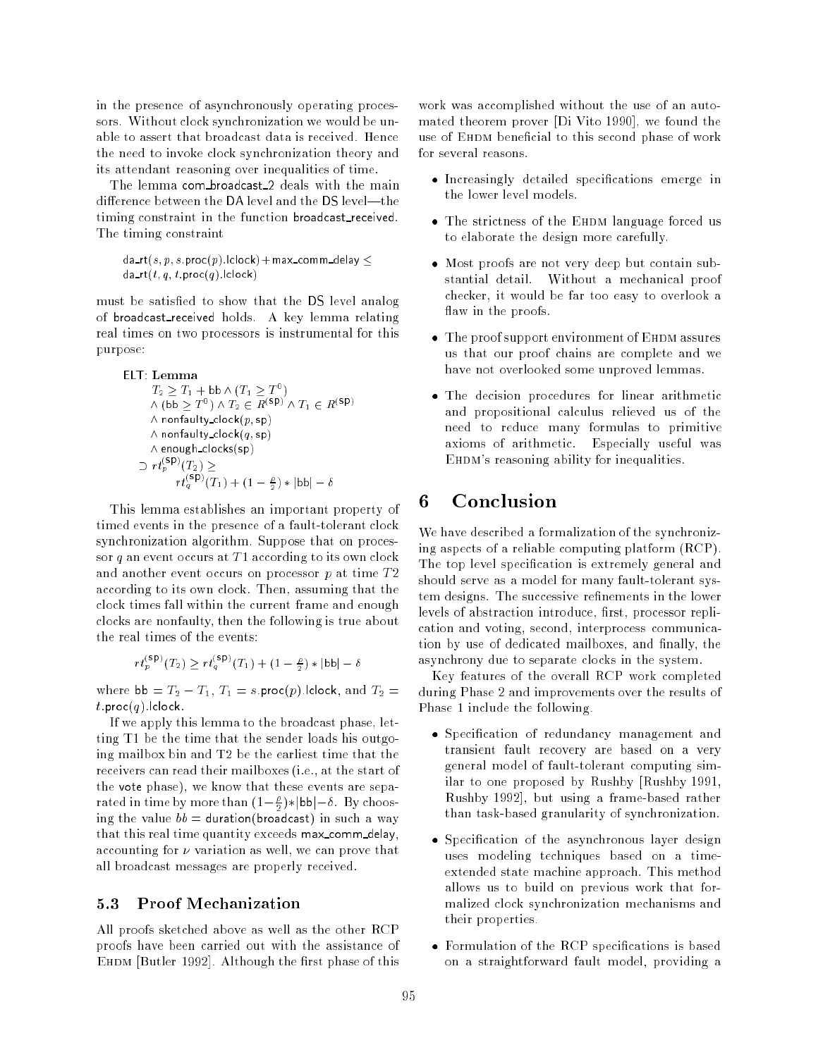in the presence of asynchronously operating processors. Without clock synchronization we would be unable to assert that broadcast data is received. Hence the need to invoke clock synchronization theory and its attendant reasoning over inequalities of time.

The lemma com_broadcast_2 deals with the main difference between the DA level and the DS level—the timing constraint in the function broadcast_received. The timing constraint

$$\mathsf{da\_rt}(s, p, s.\mathsf{proc}(p).\mathsf{lclock}) + \mathsf{max\_comm\_delay} \leq \mathsf{da\_rt}(t, q, t.\mathsf{proc}(q).\mathsf{lclock})$$

must be satisfied to show that the DS level analog of broadcast_received holds. A key lemma relating real times on two processors is instrumental for this purpose:

ELT: **Lemma**

$$\begin{array}{l} T_2 \geq T_1 + \mathsf{bb} \wedge (T_1 \geq T^0) \\ \wedge\ (\mathsf{bb} \geq T^0) \wedge T_2 \in R^{(\mathsf{sp})} \wedge T_1 \in R^{(\mathsf{sp})} \\ \wedge\ \mathsf{nonfaulty\_clock}(p, \mathsf{sp}) \\ \wedge\ \mathsf{nonfaulty\_clock}(q, \mathsf{sp}) \\ \wedge\ \mathsf{enough\_clocks}(\mathsf{sp}) \\ \supset rt_p^{(\mathsf{sp})}(T_2) \geq \\ \qquad rt_q^{(\mathsf{sp})}(T_1) + (1 - \frac{\rho}{2}) * |\mathsf{bb}| - \delta \end{array}$$

This lemma establishes an important property of timed events in the presence of a fault-tolerant clock synchronization algorithm. Suppose that on processor $q$ an event occurs at $T1$ according to its own clock and another event occurs on processor $p$ at time $T2$ according to its own clock. Then, assuming that the clock times fall within the current frame and enough clocks are nonfaulty, then the following is true about the real times of the events:

$$rt_p^{(\mathsf{sp})}(T_2) \geq rt_q^{(\mathsf{sp})}(T_1) + (1 - \frac{\rho}{2}) * |\mathsf{bb}| - \delta$$

where $\mathsf{bb} = T_2 - T_1$, $T_1 = s.\mathsf{proc}(p).\mathsf{lclock}$, and $T_2 = t.\mathsf{proc}(q).\mathsf{lclock}$.

If we apply this lemma to the broadcast phase, letting T1 be the time that the sender loads his outgoing mailbox bin and T2 be the earliest time that the receivers can read their mailboxes (i.e., at the start of the vote phase), we know that these events are separated in time by more than $(1 - \frac{\rho}{2}) * |\mathsf{bb}| - \delta$. By choosing the value $bb = \mathsf{duration}(\mathsf{broadcast})$ in such a way that this real time quantity exceeds max_comm_delay, accounting for $\nu$ variation as well, we can prove that all broadcast messages are properly received.

### 5.3 Proof Mechanization

All proofs sketched above as well as the other RCP proofs have been carried out with the assistance of EHDM [Butler 1992]. Although the first phase of this work was accomplished without the use of an automated theorem prover [Di Vito 1990], we found the use of EHDM beneficial to this second phase of work for several reasons.

- Increasingly detailed specifications emerge in the lower level models.
- The strictness of the EHDM language forced us to elaborate the design more carefully.
- Most proofs are not very deep but contain substantial detail. Without a mechanical proof checker, it would be far too easy to overlook a flaw in the proofs.
- The proof support environment of EHDM assures us that our proof chains are complete and we have not overlooked some unproved lemmas.
- The decision procedures for linear arithmetic and propositional calculus relieved us of the need to reduce many formulas to primitive axioms of arithmetic. Especially useful was EHDM's reasoning ability for inequalities.

## 6 Conclusion

We have described a formalization of the synchronizing aspects of a reliable computing platform (RCP). The top level specification is extremely general and should serve as a model for many fault-tolerant system designs. The successive refinements in the lower levels of abstraction introduce, first, processor replication and voting, second, interprocess communication by use of dedicated mailboxes, and finally, the asynchrony due to separate clocks in the system.

Key features of the overall RCP work completed during Phase 2 and improvements over the results of Phase 1 include the following.

- Specification of redundancy management and transient fault recovery are based on a very general model of fault-tolerant computing similar to one proposed by Rushby [Rushby 1991, Rushby 1992], but using a frame-based rather than task-based granularity of synchronization.
- Specification of the asynchronous layer design uses modeling techniques based on a time-extended state machine approach. This method allows us to build on previous work that formalized clock synchronization mechanisms and their properties.
- Formulation of the RCP specifications is based on a straightforward fault model, providing a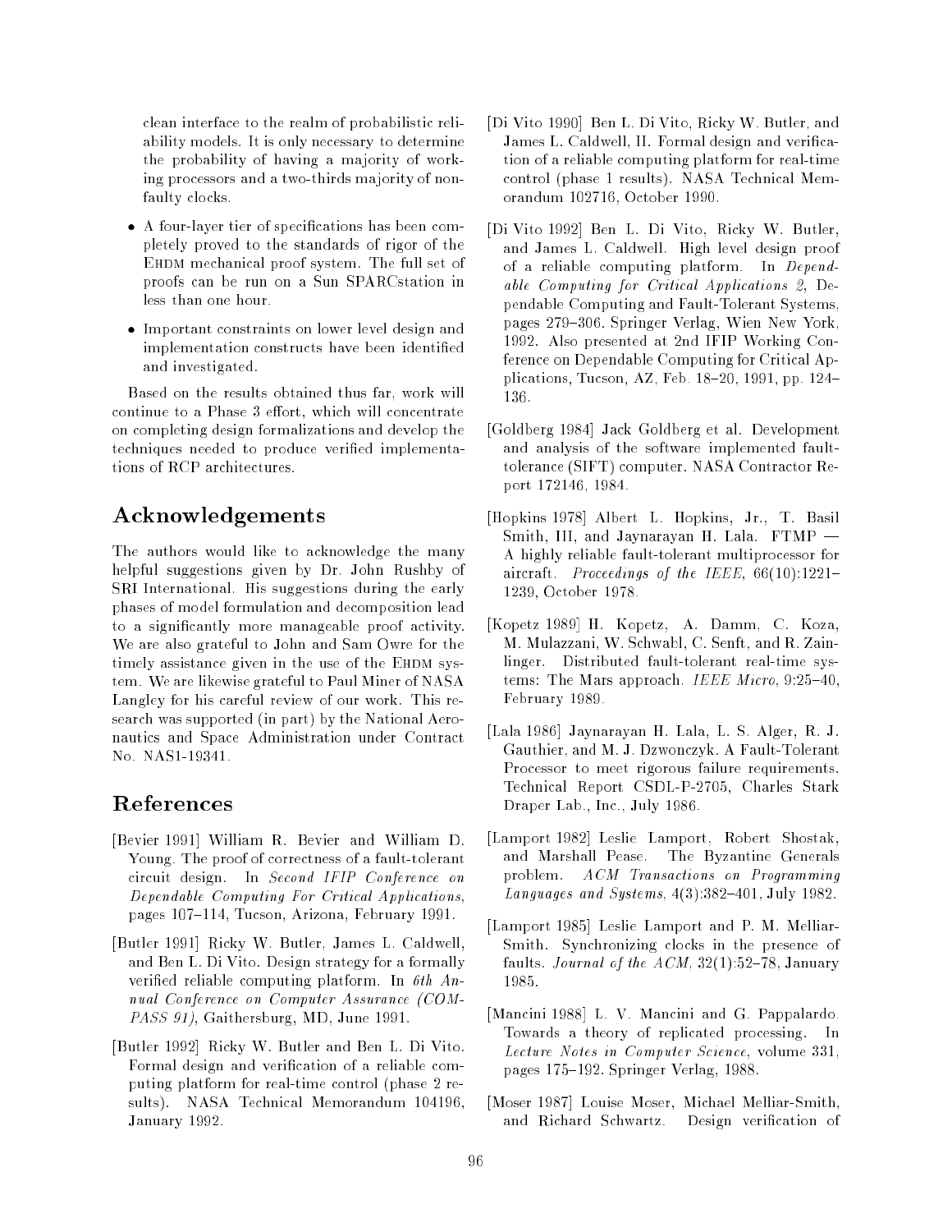clean interface to the realm of probabilistic reliability models. It is only necessary to determine the probability of having a majority of working processors and a two-thirds majority of nonfaulty clocks.

- A four-layer tier of specifications has been completely proved to the standards of rigor of the EHDM mechanical proof system. The full set of proofs can be run on a Sun SPARCstation in less than one hour.
- Important constraints on lower level design and implementation constructs have been identified and investigated.

Based on the results obtained thus far, work will continue to a Phase 3 effort, which will concentrate on completing design formalizations and develop the techniques needed to produce verified implementations of RCP architectures.

## Acknowledgements

The authors would like to acknowledge the many helpful suggestions given by Dr. John Rushby of SRI International. His suggestions during the early phases of model formulation and decomposition lead to a significantly more manageable proof activity. We are also grateful to John and Sam Owre for the timely assistance given in the use of the EHDM system. We are likewise grateful to Paul Miner of NASA Langley for his careful review of our work. This research was supported (in part) by the National Aeronautics and Space Administration under Contract No. NAS1-19341.

## References

[Bevier 1991] William R. Bevier and William D. Young. The proof of correctness of a fault-tolerant circuit design. In *Second IFIP Conference on Dependable Computing For Critical Applications*, pages 107–114, Tucson, Arizona, February 1991.

[Butler 1991] Ricky W. Butler, James L. Caldwell, and Ben L. Di Vito. Design strategy for a formally verified reliable computing platform. In *6th Annual Conference on Computer Assurance (COMPASS 91)*, Gaithersburg, MD, June 1991.

[Butler 1992] Ricky W. Butler and Ben L. Di Vito. Formal design and verification of a reliable computing platform for real-time control (phase 2 results). NASA Technical Memorandum 104196, January 1992.

[Di Vito 1990] Ben L. Di Vito, Ricky W. Butler, and James L. Caldwell, II. Formal design and verification of a reliable computing platform for real-time control (phase 1 results). NASA Technical Memorandum 102716, October 1990.

[Di Vito 1992] Ben L. Di Vito, Ricky W. Butler, and James L. Caldwell. High level design proof of a reliable computing platform. In *Dependable Computing for Critical Applications 2*, Dependable Computing and Fault-Tolerant Systems, pages 279–306. Springer Verlag, Wien New York, 1992. Also presented at 2nd IFIP Working Conference on Dependable Computing for Critical Applications, Tucson, AZ, Feb. 18–20, 1991, pp. 124–136.

[Goldberg 1984] Jack Goldberg et al. Development and analysis of the software implemented fault-tolerance (SIFT) computer. NASA Contractor Report 172146, 1984.

[Hopkins 1978] Albert L. Hopkins, Jr., T. Basil Smith, III, and Jaynarayan H. Lala. FTMP — A highly reliable fault-tolerant multiprocessor for aircraft. *Proceedings of the IEEE*, 66(10):1221–1239, October 1978.

[Kopetz 1989] H. Kopetz, A. Damm, C. Koza, M. Mulazzani, W. Schwabl, C. Senft, and R. Zainlinger. Distributed fault-tolerant real-time systems: The Mars approach. *IEEE Micro*, 9:25–40, February 1989.

[Lala 1986] Jaynarayan H. Lala, L. S. Alger, R. J. Gauthier, and M. J. Dzwonczyk. A Fault-Tolerant Processor to meet rigorous failure requirements. Technical Report CSDL-P-2705, Charles Stark Draper Lab., Inc., July 1986.

[Lamport 1982] Leslie Lamport, Robert Shostak, and Marshall Pease. The Byzantine Generals problem. *ACM Transactions on Programming Languages and Systems*, 4(3):382–401, July 1982.

[Lamport 1985] Leslie Lamport and P. M. Melliar-Smith. Synchronizing clocks in the presence of faults. *Journal of the ACM*, 32(1):52–78, January 1985.

[Mancini 1988] L. V. Mancini and G. Pappalardo. Towards a theory of replicated processing. In *Lecture Notes in Computer Science*, volume 331, pages 175–192. Springer Verlag, 1988.

[Moser 1987] Louise Moser, Michael Melliar-Smith, and Richard Schwartz. Design verification of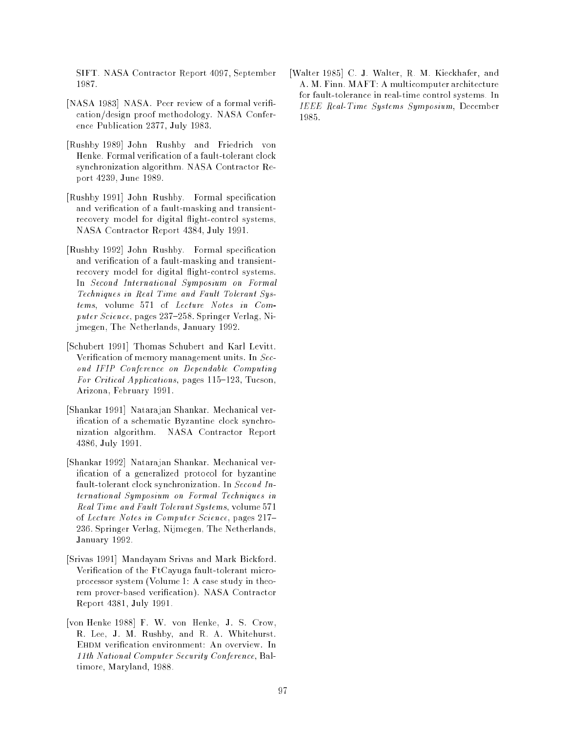SIFT. NASA Contractor Report 4097, September 1987.

[NASA 1983] NASA. Peer review of a formal verification/design proof methodology. NASA Conference Publication 2377, July 1983.

[Rushby 1989] John Rushby and Friedrich von Henke. Formal verification of a fault-tolerant clock synchronization algorithm. NASA Contractor Report 4239, June 1989.

[Rushby 1991] John Rushby. Formal specification and verification of a fault-masking and transient-recovery model for digital flight-control systems. NASA Contractor Report 4384, July 1991.

[Rushby 1992] John Rushby. Formal specification and verification of a fault-masking and transient-recovery model for digital flight-control systems. In *Second International Symposium on Formal Techniques in Real Time and Fault Tolerant Systems*, volume 571 of *Lecture Notes in Computer Science*, pages 237–258. Springer Verlag, Nijmegen, The Netherlands, January 1992.

[Schubert 1991] Thomas Schubert and Karl Levitt. Verification of memory management units. In *Second IFIP Conference on Dependable Computing For Critical Applications*, pages 115–123, Tucson, Arizona, February 1991.

[Shankar 1991] Natarajan Shankar. Mechanical verification of a schematic Byzantine clock synchronization algorithm. NASA Contractor Report 4386, July 1991.

[Shankar 1992] Natarajan Shankar. Mechanical verification of a generalized protocol for byzantine fault-tolerant clock synchronization. In *Second International Symposium on Formal Techniques in Real Time and Fault Tolerant Systems*, volume 571 of *Lecture Notes in Computer Science*, pages 217–236. Springer Verlag, Nijmegen, The Netherlands, January 1992.

[Srivas 1991] Mandayam Srivas and Mark Bickford. Verification of the FtCayuga fault-tolerant microprocessor system (Volume 1: A case study in theorem prover-based verification). NASA Contractor Report 4381, July 1991.

[von Henke 1988] F. W. von Henke, J. S. Crow, R. Lee, J. M. Rushby, and R. A. Whitehurst. EHDM verification environment: An overview. In *11th National Computer Security Conference*, Baltimore, Maryland, 1988.

[Walter 1985] C. J. Walter, R. M. Kieckhafer, and A. M. Finn. MAFT: A multicomputer architecture for fault-tolerance in real-time control systems. In *IEEE Real-Time Systems Symposium*, December 1985.